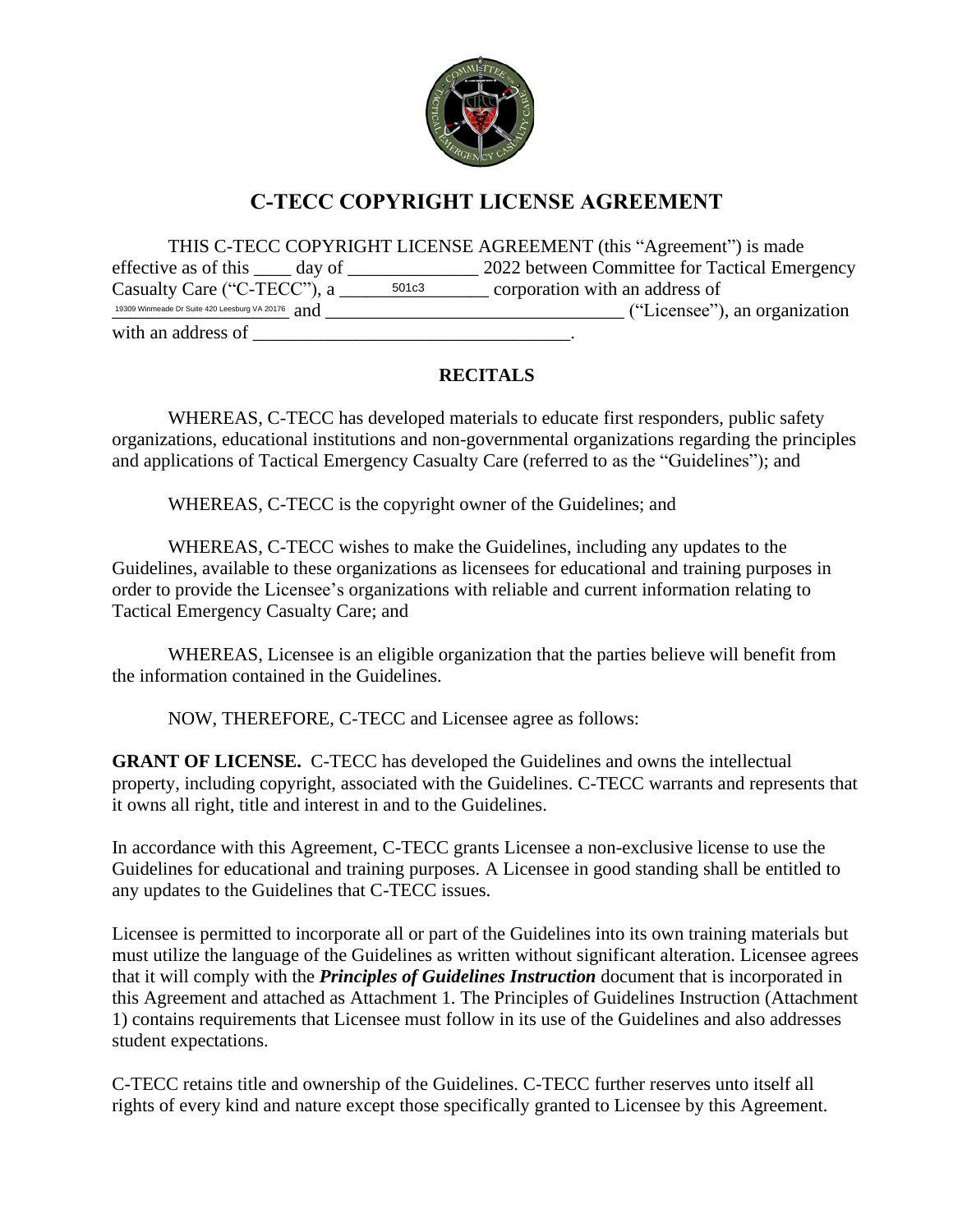# C-TECC COPYRIGHT LICENSE AGREEMENT

THIS C-TECC COPYRIGHT LICENSE AGREEMENT (this "Agreement") is made effective as of this ____ day of ______________ 2022 between Committee for Tactical Emergency Casualty Care ("C-TECC"), a ______501c3______ corporation with an address of 19309 Winmeade Dr Suite 420 Leesburg VA 20176 and ________________________________ ("Licensee"), an organization with an address of __________________________________.

## RECITALS

WHEREAS, C-TECC has developed materials to educate first responders, public safety organizations, educational institutions and non-governmental organizations regarding the principles and applications of Tactical Emergency Casualty Care (referred to as the "Guidelines"); and

WHEREAS, C-TECC is the copyright owner of the Guidelines; and

WHEREAS, C-TECC wishes to make the Guidelines, including any updates to the Guidelines, available to these organizations as licensees for educational and training purposes in order to provide the Licensee's organizations with reliable and current information relating to Tactical Emergency Casualty Care; and

WHEREAS, Licensee is an eligible organization that the parties believe will benefit from the information contained in the Guidelines.

NOW, THEREFORE, C-TECC and Licensee agree as follows:

**GRANT OF LICENSE.** C-TECC has developed the Guidelines and owns the intellectual property, including copyright, associated with the Guidelines. C-TECC warrants and represents that it owns all right, title and interest in and to the Guidelines.

In accordance with this Agreement, C-TECC grants Licensee a non-exclusive license to use the Guidelines for educational and training purposes. A Licensee in good standing shall be entitled to any updates to the Guidelines that C-TECC issues.

Licensee is permitted to incorporate all or part of the Guidelines into its own training materials but must utilize the language of the Guidelines as written without significant alteration. Licensee agrees that it will comply with the ***Principles of Guidelines Instruction*** document that is incorporated in this Agreement and attached as Attachment 1. The Principles of Guidelines Instruction (Attachment 1) contains requirements that Licensee must follow in its use of the Guidelines and also addresses student expectations.

C-TECC retains title and ownership of the Guidelines. C-TECC further reserves unto itself all rights of every kind and nature except those specifically granted to Licensee by this Agreement.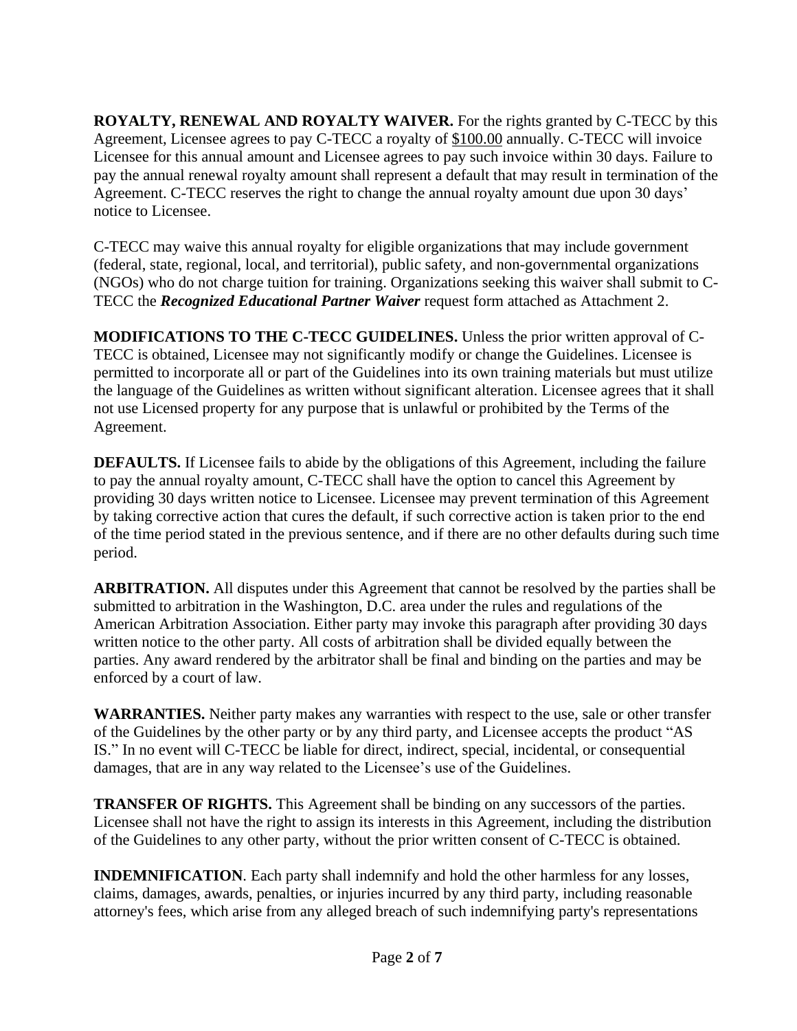**ROYALTY, RENEWAL AND ROYALTY WAIVER.** For the rights granted by C-TECC by this Agreement, Licensee agrees to pay C-TECC a royalty of $100.00 annually. C-TECC will invoice Licensee for this annual amount and Licensee agrees to pay such invoice within 30 days. Failure to pay the annual renewal royalty amount shall represent a default that may result in termination of the Agreement. C-TECC reserves the right to change the annual royalty amount due upon 30 days' notice to Licensee.

C-TECC may waive this annual royalty for eligible organizations that may include government (federal, state, regional, local, and territorial), public safety, and non-governmental organizations (NGOs) who do not charge tuition for training. Organizations seeking this waiver shall submit to C-TECC the ***Recognized Educational Partner Waiver*** request form attached as Attachment 2.

**MODIFICATIONS TO THE C-TECC GUIDELINES.** Unless the prior written approval of C-TECC is obtained, Licensee may not significantly modify or change the Guidelines. Licensee is permitted to incorporate all or part of the Guidelines into its own training materials but must utilize the language of the Guidelines as written without significant alteration. Licensee agrees that it shall not use Licensed property for any purpose that is unlawful or prohibited by the Terms of the Agreement.

**DEFAULTS.** If Licensee fails to abide by the obligations of this Agreement, including the failure to pay the annual royalty amount, C-TECC shall have the option to cancel this Agreement by providing 30 days written notice to Licensee. Licensee may prevent termination of this Agreement by taking corrective action that cures the default, if such corrective action is taken prior to the end of the time period stated in the previous sentence, and if there are no other defaults during such time period.

**ARBITRATION.** All disputes under this Agreement that cannot be resolved by the parties shall be submitted to arbitration in the Washington, D.C. area under the rules and regulations of the American Arbitration Association. Either party may invoke this paragraph after providing 30 days written notice to the other party. All costs of arbitration shall be divided equally between the parties. Any award rendered by the arbitrator shall be final and binding on the parties and may be enforced by a court of law.

**WARRANTIES.** Neither party makes any warranties with respect to the use, sale or other transfer of the Guidelines by the other party or by any third party, and Licensee accepts the product "AS IS." In no event will C-TECC be liable for direct, indirect, special, incidental, or consequential damages, that are in any way related to the Licensee's use of the Guidelines.

**TRANSFER OF RIGHTS.** This Agreement shall be binding on any successors of the parties. Licensee shall not have the right to assign its interests in this Agreement, including the distribution of the Guidelines to any other party, without the prior written consent of C-TECC is obtained.

**INDEMNIFICATION**. Each party shall indemnify and hold the other harmless for any losses, claims, damages, awards, penalties, or injuries incurred by any third party, including reasonable attorney's fees, which arise from any alleged breach of such indemnifying party's representations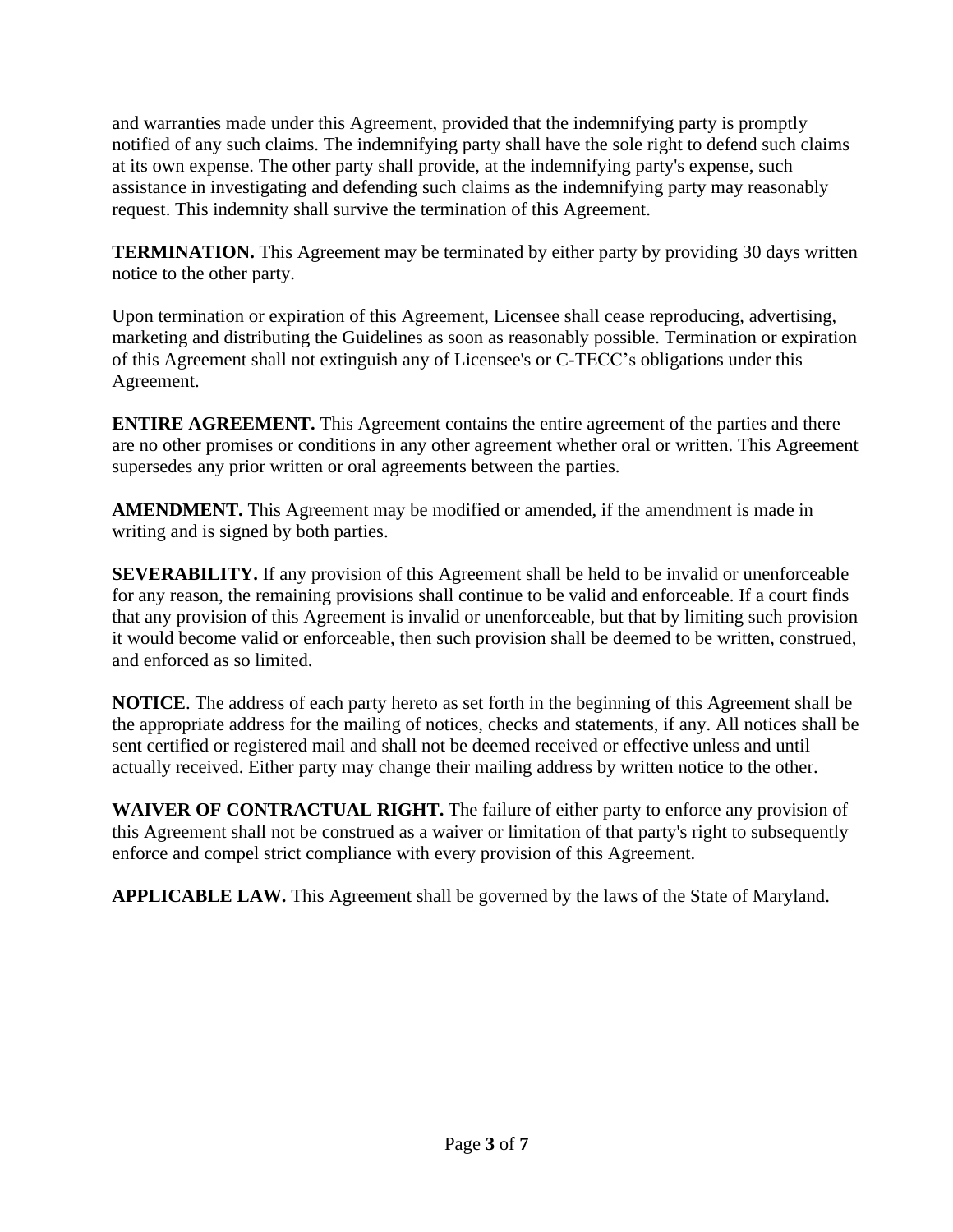and warranties made under this Agreement, provided that the indemnifying party is promptly notified of any such claims. The indemnifying party shall have the sole right to defend such claims at its own expense. The other party shall provide, at the indemnifying party's expense, such assistance in investigating and defending such claims as the indemnifying party may reasonably request. This indemnity shall survive the termination of this Agreement.

**TERMINATION.** This Agreement may be terminated by either party by providing 30 days written notice to the other party.

Upon termination or expiration of this Agreement, Licensee shall cease reproducing, advertising, marketing and distributing the Guidelines as soon as reasonably possible. Termination or expiration of this Agreement shall not extinguish any of Licensee's or C-TECC’s obligations under this Agreement.

**ENTIRE AGREEMENT.** This Agreement contains the entire agreement of the parties and there are no other promises or conditions in any other agreement whether oral or written. This Agreement supersedes any prior written or oral agreements between the parties.

**AMENDMENT.** This Agreement may be modified or amended, if the amendment is made in writing and is signed by both parties.

**SEVERABILITY.** If any provision of this Agreement shall be held to be invalid or unenforceable for any reason, the remaining provisions shall continue to be valid and enforceable. If a court finds that any provision of this Agreement is invalid or unenforceable, but that by limiting such provision it would become valid or enforceable, then such provision shall be deemed to be written, construed, and enforced as so limited.

**NOTICE**. The address of each party hereto as set forth in the beginning of this Agreement shall be the appropriate address for the mailing of notices, checks and statements, if any. All notices shall be sent certified or registered mail and shall not be deemed received or effective unless and until actually received. Either party may change their mailing address by written notice to the other.

**WAIVER OF CONTRACTUAL RIGHT.** The failure of either party to enforce any provision of this Agreement shall not be construed as a waiver or limitation of that party's right to subsequently enforce and compel strict compliance with every provision of this Agreement.

**APPLICABLE LAW.** This Agreement shall be governed by the laws of the State of Maryland.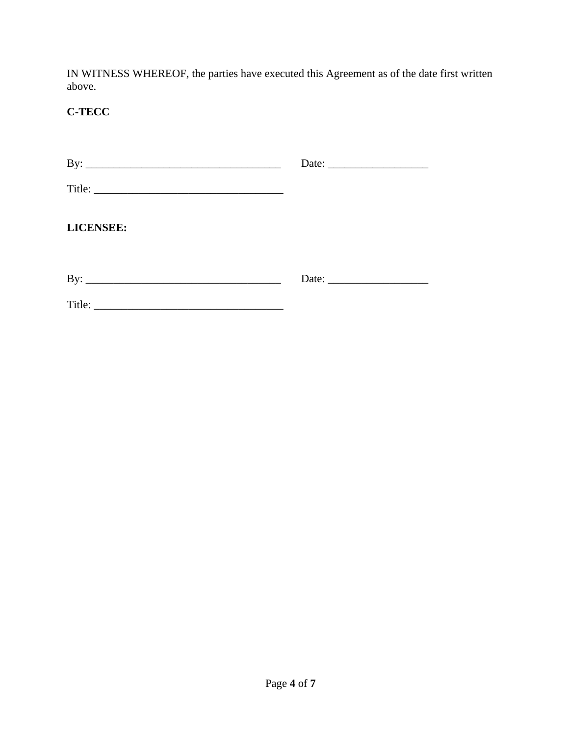IN WITNESS WHEREOF, the parties have executed this Agreement as of the date first written above.

**C-TECC**

By: ___________________________________ Date: __________________

Title: __________________________________

**LICENSEE:**

By: ___________________________________ Date: __________________

Title: __________________________________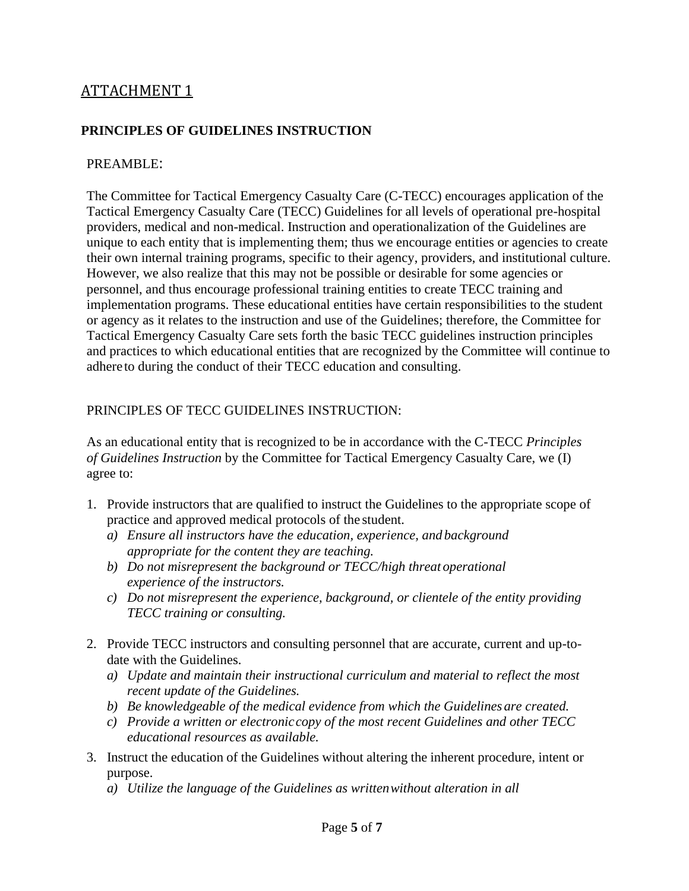## ATTACHMENT 1

### PRINCIPLES OF GUIDELINES INSTRUCTION

PREAMBLE:

The Committee for Tactical Emergency Casualty Care (C-TECC) encourages application of the Tactical Emergency Casualty Care (TECC) Guidelines for all levels of operational pre-hospital providers, medical and non-medical. Instruction and operationalization of the Guidelines are unique to each entity that is implementing them; thus we encourage entities or agencies to create their own internal training programs, specific to their agency, providers, and institutional culture. However, we also realize that this may not be possible or desirable for some agencies or personnel, and thus encourage professional training entities to create TECC training and implementation programs. These educational entities have certain responsibilities to the student or agency as it relates to the instruction and use of the Guidelines; therefore, the Committee for Tactical Emergency Casualty Care sets forth the basic TECC guidelines instruction principles and practices to which educational entities that are recognized by the Committee will continue to adhere to during the conduct of their TECC education and consulting.

PRINCIPLES OF TECC GUIDELINES INSTRUCTION:

As an educational entity that is recognized to be in accordance with the C-TECC *Principles of Guidelines Instruction* by the Committee for Tactical Emergency Casualty Care, we (I) agree to:

1. Provide instructors that are qualified to instruct the Guidelines to the appropriate scope of practice and approved medical protocols of the student.
   a) *Ensure all instructors have the education, experience, and background appropriate for the content they are teaching.*
   b) *Do not misrepresent the background or TECC/high threat operational experience of the instructors.*
   c) *Do not misrepresent the experience, background, or clientele of the entity providing TECC training or consulting.*

2. Provide TECC instructors and consulting personnel that are accurate, current and up-to-date with the Guidelines.
   a) *Update and maintain their instructional curriculum and material to reflect the most recent update of the Guidelines.*
   b) *Be knowledgeable of the medical evidence from which the Guidelines are created.*
   c) *Provide a written or electronic copy of the most recent Guidelines and other TECC educational resources as available.*

3. Instruct the education of the Guidelines without altering the inherent procedure, intent or purpose.
   a) *Utilize the language of the Guidelines as written without alteration in all*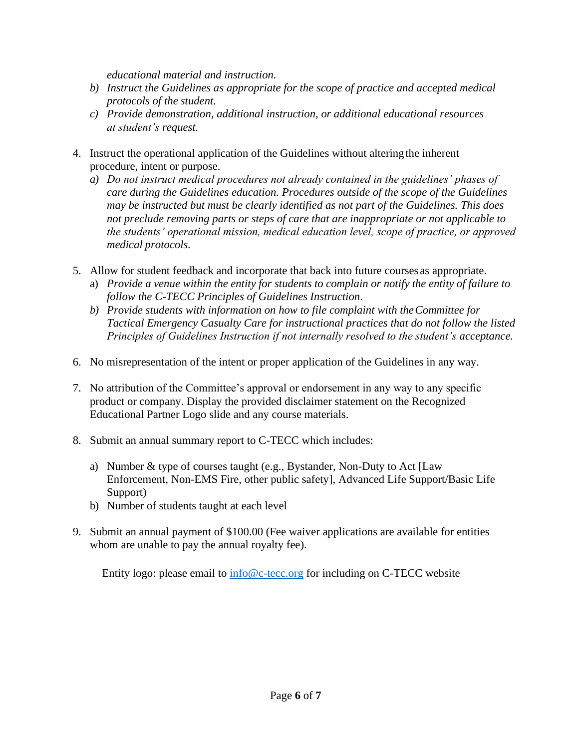*educational material and instruction.*

*b) Instruct the Guidelines as appropriate for the scope of practice and accepted medical protocols of the student.*

*c) Provide demonstration, additional instruction, or additional educational resources at student's request.*

4. Instruct the operational application of the Guidelines without altering the inherent procedure, intent or purpose.
   *a) Do not instruct medical procedures not already contained in the guidelines' phases of care during the Guidelines education. Procedures outside of the scope of the Guidelines may be instructed but must be clearly identified as not part of the Guidelines. This does not preclude removing parts or steps of care that are inappropriate or not applicable to the students' operational mission, medical education level, scope of practice, or approved medical protocols.*

5. Allow for student feedback and incorporate that back into future courses as appropriate.
   a) *Provide a venue within the entity for students to complain or notify the entity of failure to follow the C-TECC Principles of Guidelines Instruction*.
   *b) Provide students with information on how to file complaint with the Committee for Tactical Emergency Casualty Care for instructional practices that do not follow the listed Principles of Guidelines Instruction if not internally resolved to the student's acceptance.*

6. No misrepresentation of the intent or proper application of the Guidelines in any way.

7. No attribution of the Committee's approval or endorsement in any way to any specific product or company. Display the provided disclaimer statement on the Recognized Educational Partner Logo slide and any course materials.

8. Submit an annual summary report to C-TECC which includes:

   a) Number & type of courses taught (e.g., Bystander, Non-Duty to Act [Law Enforcement, Non-EMS Fire, other public safety], Advanced Life Support/Basic Life Support)
   b) Number of students taught at each level

9. Submit an annual payment of $100.00 (Fee waiver applications are available for entities whom are unable to pay the annual royalty fee).

Entity logo: please email to info@c-tecc.org for including on C-TECC website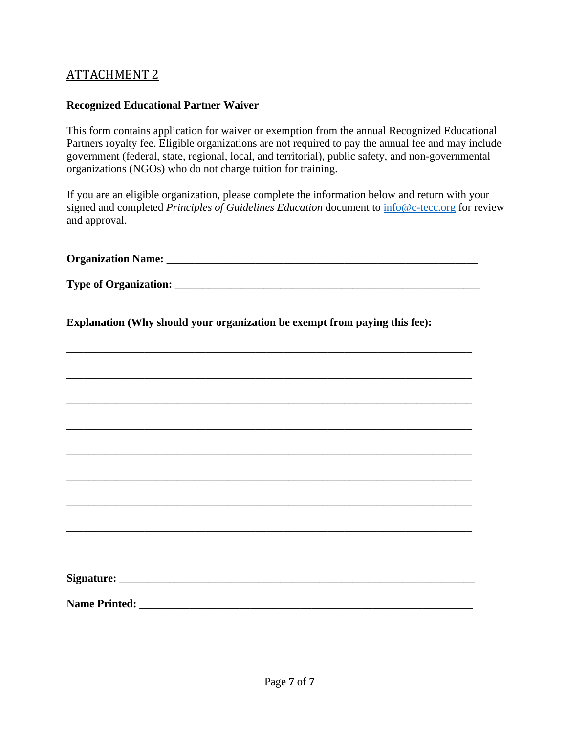## ATTACHMENT 2

**Recognized Educational Partner Waiver**

This form contains application for waiver or exemption from the annual Recognized Educational Partners royalty fee. Eligible organizations are not required to pay the annual fee and may include government (federal, state, regional, local, and territorial), public safety, and non-governmental organizations (NGOs) who do not charge tuition for training.

If you are an eligible organization, please complete the information below and return with your signed and completed *Principles of Guidelines Education* document to info@c-tecc.org for review and approval.

**Organization Name:** ___________________________________________________________

**Type of Organization:** ________________________________________________________

**Explanation (Why should your organization be exempt from paying this fee):**

___________________________________________________________________________

___________________________________________________________________________

___________________________________________________________________________

___________________________________________________________________________

___________________________________________________________________________

___________________________________________________________________________

___________________________________________________________________________

___________________________________________________________________________

**Signature:** _________________________________________________________________

**Name Printed:** ______________________________________________________________